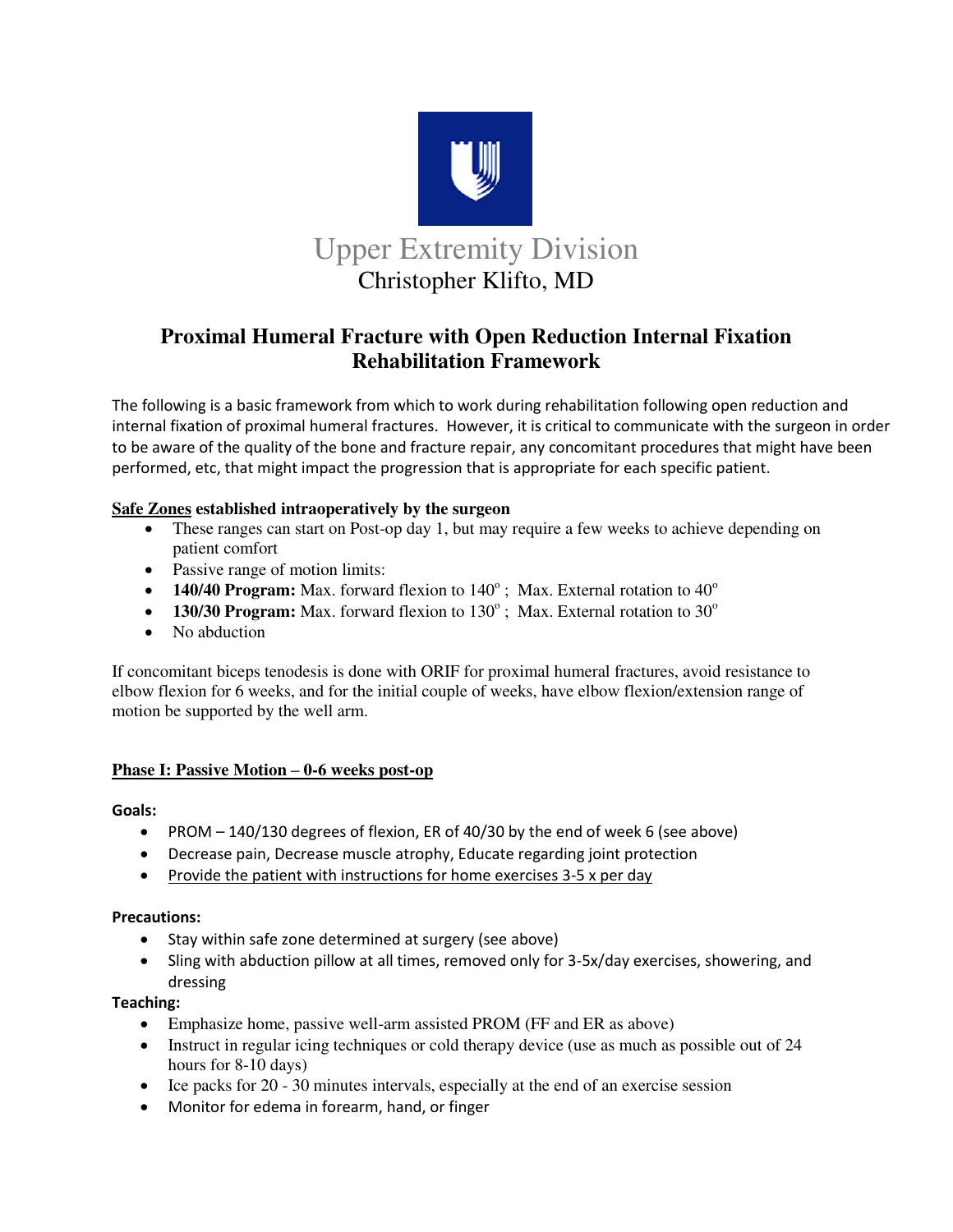Upper Extremity Division
Christopher Klifto, MD

# Proximal Humeral Fracture with Open Reduction Internal Fixation Rehabilitation Framework

The following is a basic framework from which to work during rehabilitation following open reduction and internal fixation of proximal humeral fractures. However, it is critical to communicate with the surgeon in order to be aware of the quality of the bone and fracture repair, any concomitant procedures that might have been performed, etc, that might impact the progression that is appropriate for each specific patient.

**Safe Zones established intraoperatively by the surgeon**

- These ranges can start on Post-op day 1, but may require a few weeks to achieve depending on patient comfort
- Passive range of motion limits:
- **140/40 Program:** Max. forward flexion to 140°; Max. External rotation to 40°
- **130/30 Program:** Max. forward flexion to 130°; Max. External rotation to 30°
- No abduction

If concomitant biceps tenodesis is done with ORIF for proximal humeral fractures, avoid resistance to elbow flexion for 6 weeks, and for the initial couple of weeks, have elbow flexion/extension range of motion be supported by the well arm.

## Phase I: Passive Motion – 0-6 weeks post-op

**Goals:**

- PROM – 140/130 degrees of flexion, ER of 40/30 by the end of week 6 (see above)
- Decrease pain, Decrease muscle atrophy, Educate regarding joint protection
- Provide the patient with instructions for home exercises 3-5 x per day

**Precautions:**

- Stay within safe zone determined at surgery (see above)
- Sling with abduction pillow at all times, removed only for 3-5x/day exercises, showering, and dressing

**Teaching:**

- Emphasize home, passive well-arm assisted PROM (FF and ER as above)
- Instruct in regular icing techniques or cold therapy device (use as much as possible out of 24 hours for 8-10 days)
- Ice packs for 20 - 30 minutes intervals, especially at the end of an exercise session
- Monitor for edema in forearm, hand, or finger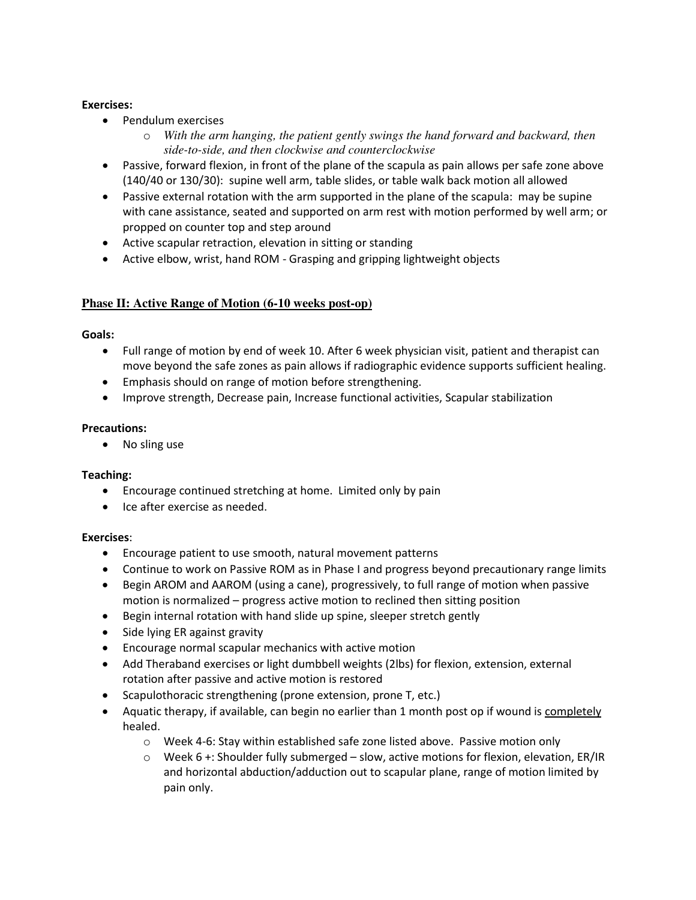**Exercises:**

- Pendulum exercises
    - *With the arm hanging, the patient gently swings the hand forward and backward, then side-to-side, and then clockwise and counterclockwise*
- Passive, forward flexion, in front of the plane of the scapula as pain allows per safe zone above (140/40 or 130/30): supine well arm, table slides, or table walk back motion all allowed
- Passive external rotation with the arm supported in the plane of the scapula: may be supine with cane assistance, seated and supported on arm rest with motion performed by well arm; or propped on counter top and step around
- Active scapular retraction, elevation in sitting or standing
- Active elbow, wrist, hand ROM - Grasping and gripping lightweight objects

## Phase II: Active Range of Motion (6-10 weeks post-op)

**Goals:**

- Full range of motion by end of week 10. After 6 week physician visit, patient and therapist can move beyond the safe zones as pain allows if radiographic evidence supports sufficient healing.
- Emphasis should on range of motion before strengthening.
- Improve strength, Decrease pain, Increase functional activities, Scapular stabilization

**Precautions:**

- No sling use

**Teaching:**

- Encourage continued stretching at home. Limited only by pain
- Ice after exercise as needed.

**Exercises**:

- Encourage patient to use smooth, natural movement patterns
- Continue to work on Passive ROM as in Phase I and progress beyond precautionary range limits
- Begin AROM and AAROM (using a cane), progressively, to full range of motion when passive motion is normalized – progress active motion to reclined then sitting position
- Begin internal rotation with hand slide up spine, sleeper stretch gently
- Side lying ER against gravity
- Encourage normal scapular mechanics with active motion
- Add Theraband exercises or light dumbbell weights (2lbs) for flexion, extension, external rotation after passive and active motion is restored
- Scapulothoracic strengthening (prone extension, prone T, etc.)
- Aquatic therapy, if available, can begin no earlier than 1 month post op if wound is <u>completely</u> healed.
    - Week 4-6: Stay within established safe zone listed above. Passive motion only
    - Week 6 +: Shoulder fully submerged – slow, active motions for flexion, elevation, ER/IR and horizontal abduction/adduction out to scapular plane, range of motion limited by pain only.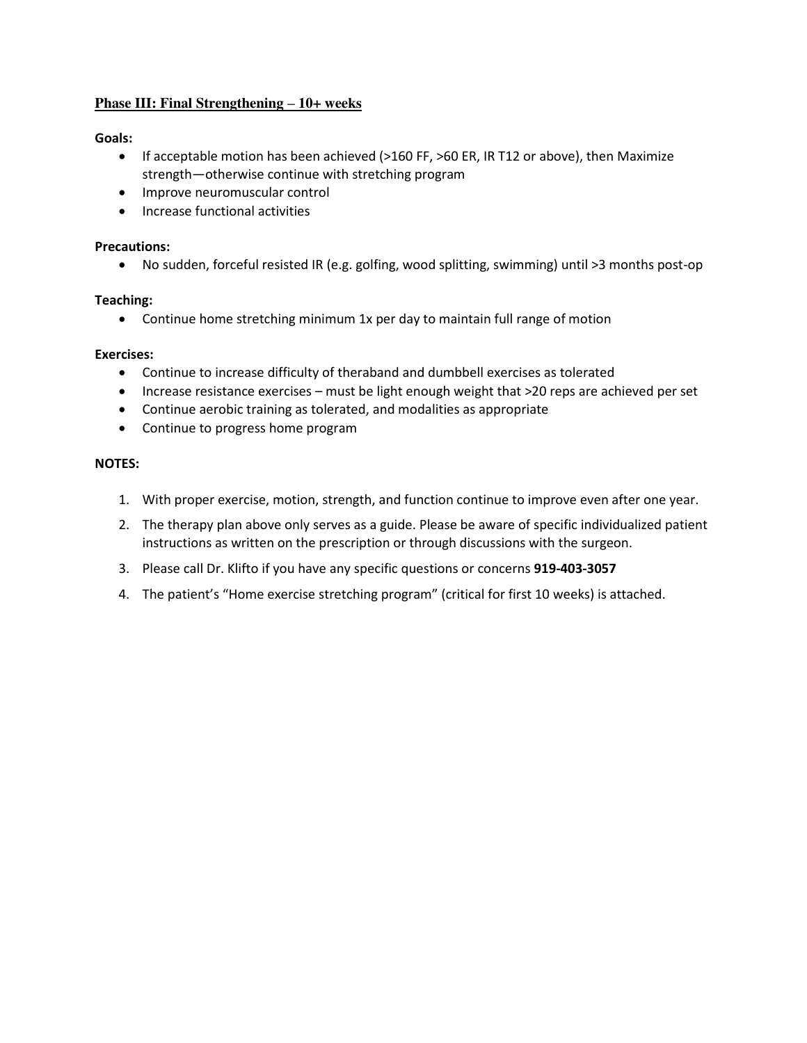## Phase III: Final Strengthening – 10+ weeks

**Goals:**

- If acceptable motion has been achieved (>160 FF, >60 ER, IR T12 or above), then Maximize strength—otherwise continue with stretching program
- Improve neuromuscular control
- Increase functional activities

**Precautions:**

- No sudden, forceful resisted IR (e.g. golfing, wood splitting, swimming) until >3 months post-op

**Teaching:**

- Continue home stretching minimum 1x per day to maintain full range of motion

**Exercises:**

- Continue to increase difficulty of theraband and dumbbell exercises as tolerated
- Increase resistance exercises – must be light enough weight that >20 reps are achieved per set
- Continue aerobic training as tolerated, and modalities as appropriate
- Continue to progress home program

**NOTES:**

1. With proper exercise, motion, strength, and function continue to improve even after one year.
2. The therapy plan above only serves as a guide. Please be aware of specific individualized patient instructions as written on the prescription or through discussions with the surgeon.
3. Please call Dr. Klifto if you have any specific questions or concerns **919-403-3057**
4. The patient's "Home exercise stretching program" (critical for first 10 weeks) is attached.